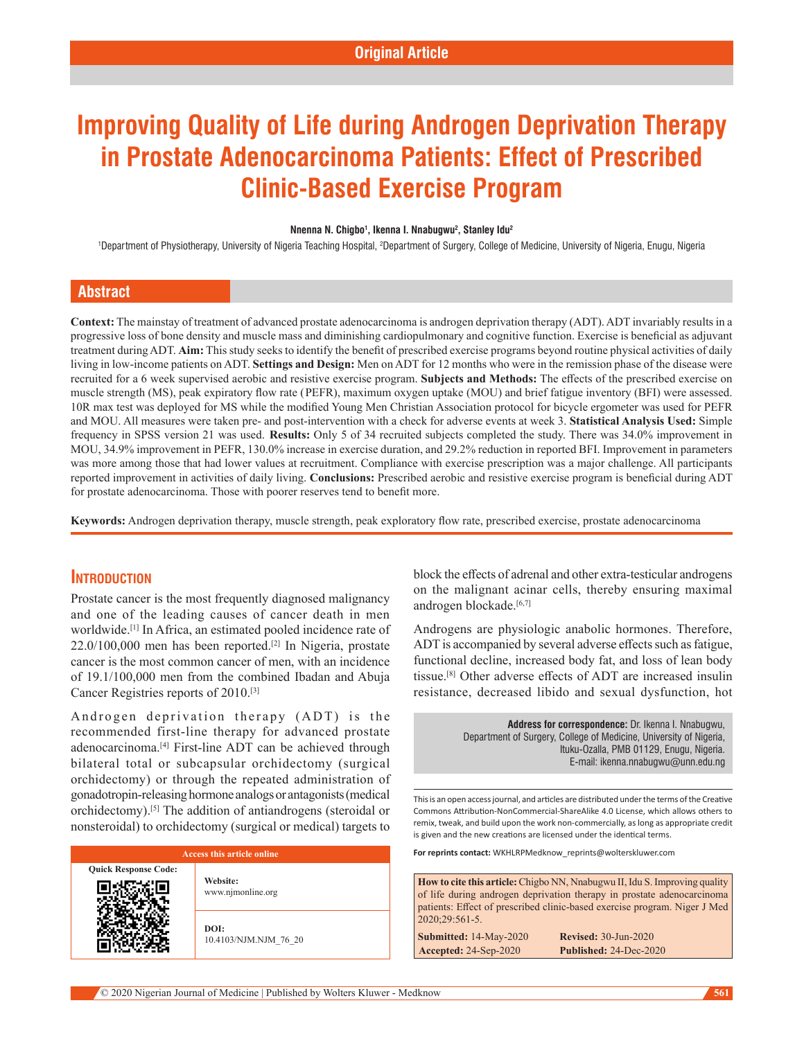Original Article

# Improving Quality of Life during Androgen Deprivation Therapy in Prostate Adenocarcinoma Patients: Effect of Prescribed Clinic-Based Exercise Program

**Nnenna N. Chigbo[1], Ikenna I. Nnabugwu[2], Stanley Idu[2]**

[1]Department of Physiotherapy, University of Nigeria Teaching Hospital, [2]Department of Surgery, College of Medicine, University of Nigeria, Enugu, Nigeria

## Abstract

**Context:** The mainstay of treatment of advanced prostate adenocarcinoma is androgen deprivation therapy (ADT). ADT invariably results in a progressive loss of bone density and muscle mass and diminishing cardiopulmonary and cognitive function. Exercise is beneficial as adjuvant treatment during ADT. **Aim:** This study seeks to identify the benefit of prescribed exercise programs beyond routine physical activities of daily living in low-income patients on ADT. **Settings and Design:** Men on ADT for 12 months who were in the remission phase of the disease were recruited for a 6 week supervised aerobic and resistive exercise program. **Subjects and Methods:** The effects of the prescribed exercise on muscle strength (MS), peak expiratory flow rate (PEFR), maximum oxygen uptake (MOU) and brief fatigue inventory (BFI) were assessed. 10R max test was deployed for MS while the modified Young Men Christian Association protocol for bicycle ergometer was used for PEFR and MOU. All measures were taken pre- and post-intervention with a check for adverse events at week 3. **Statistical Analysis Used:** Simple frequency in SPSS version 21 was used. **Results:** Only 5 of 34 recruited subjects completed the study. There was 34.0% improvement in MOU, 34.9% improvement in PEFR, 130.0% increase in exercise duration, and 29.2% reduction in reported BFI. Improvement in parameters was more among those that had lower values at recruitment. Compliance with exercise prescription was a major challenge. All participants reported improvement in activities of daily living. **Conclusions:** Prescribed aerobic and resistive exercise program is beneficial during ADT for prostate adenocarcinoma. Those with poorer reserves tend to benefit more.

**Keywords:** Androgen deprivation therapy, muscle strength, peak exploratory flow rate, prescribed exercise, prostate adenocarcinoma

## Introduction

Prostate cancer is the most frequently diagnosed malignancy and one of the leading causes of cancer death in men worldwide.[1] In Africa, an estimated pooled incidence rate of 22.0/100,000 men has been reported.[2] In Nigeria, prostate cancer is the most common cancer of men, with an incidence of 19.1/100,000 men from the combined Ibadan and Abuja Cancer Registries reports of 2010.[3]

Androgen deprivation therapy (ADT) is the recommended first-line therapy for advanced prostate adenocarcinoma.[4] First-line ADT can be achieved through bilateral total or subcapsular orchidectomy (surgical orchidectomy) or through the repeated administration of gonadotropin-releasing hormone analogs or antagonists (medical orchidectomy).[5] The addition of antiandrogens (steroidal or nonsteroidal) to orchidectomy (surgical or medical) targets to block the effects of adrenal and other extra-testicular androgens on the malignant acinar cells, thereby ensuring maximal androgen blockade.[6,7]

Androgens are physiologic anabolic hormones. Therefore, ADT is accompanied by several adverse effects such as fatigue, functional decline, increased body fat, and loss of lean body tissue.[8] Other adverse effects of ADT are increased insulin resistance, decreased libido and sexual dysfunction, hot

**Address for correspondence:** Dr. Ikenna I. Nnabugwu, Department of Surgery, College of Medicine, University of Nigeria, Ituku-Ozalla, PMB 01129, Enugu, Nigeria. E-mail: ikenna.nnabugwu@unn.edu.ng

Access this article online

Website: www.njmonline.org

DOI: 10.4103/NJM.NJM_76_20

This is an open access journal, and articles are distributed under the terms of the Creative Commons Attribution-NonCommercial-ShareAlike 4.0 License, which allows others to remix, tweak, and build upon the work non-commercially, as long as appropriate credit is given and the new creations are licensed under the identical terms.

**For reprints contact:** WKHLRPMedknow_reprints@wolterskluwer.com

**How to cite this article:** Chigbo NN, Nnabugwu II, Idu S. Improving quality of life during androgen deprivation therapy in prostate adenocarcinoma patients: Effect of prescribed clinic-based exercise program. Niger J Med 2020;29:561-5.

**Submitted:** 14-May-2020 **Revised:** 30-Jun-2020
**Accepted:** 24-Sep-2020 **Published:** 24-Dec-2020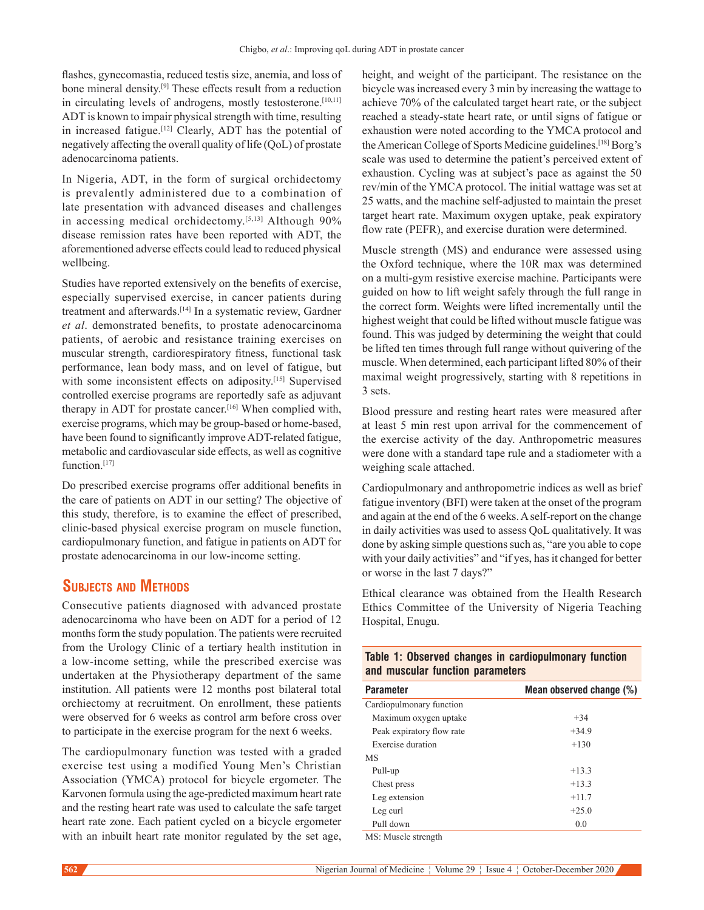flashes, gynecomastia, reduced testis size, anemia, and loss of bone mineral density.[9] These effects result from a reduction in circulating levels of androgens, mostly testosterone.[10,11] ADT is known to impair physical strength with time, resulting in increased fatigue.[12] Clearly, ADT has the potential of negatively affecting the overall quality of life (QoL) of prostate adenocarcinoma patients.

In Nigeria, ADT, in the form of surgical orchidectomy is prevalently administered due to a combination of late presentation with advanced diseases and challenges in accessing medical orchidectomy.[5,13] Although 90% disease remission rates have been reported with ADT, the aforementioned adverse effects could lead to reduced physical wellbeing.

Studies have reported extensively on the benefits of exercise, especially supervised exercise, in cancer patients during treatment and afterwards.[14] In a systematic review, Gardner *et al*. demonstrated benefits, to prostate adenocarcinoma patients, of aerobic and resistance training exercises on muscular strength, cardiorespiratory fitness, functional task performance, lean body mass, and on level of fatigue, but with some inconsistent effects on adiposity.[15] Supervised controlled exercise programs are reportedly safe as adjuvant therapy in ADT for prostate cancer.[16] When complied with, exercise programs, which may be group-based or home-based, have been found to significantly improve ADT-related fatigue, metabolic and cardiovascular side effects, as well as cognitive function.[17]

Do prescribed exercise programs offer additional benefits in the care of patients on ADT in our setting? The objective of this study, therefore, is to examine the effect of prescribed, clinic-based physical exercise program on muscle function, cardiopulmonary function, and fatigue in patients on ADT for prostate adenocarcinoma in our low-income setting.

## Subjects and Methods

Consecutive patients diagnosed with advanced prostate adenocarcinoma who have been on ADT for a period of 12 months form the study population. The patients were recruited from the Urology Clinic of a tertiary health institution in a low-income setting, while the prescribed exercise was undertaken at the Physiotherapy department of the same institution. All patients were 12 months post bilateral total orchiectomy at recruitment. On enrollment, these patients were observed for 6 weeks as control arm before cross over to participate in the exercise program for the next 6 weeks.

The cardiopulmonary function was tested with a graded exercise test using a modified Young Men's Christian Association (YMCA) protocol for bicycle ergometer. The Karvonen formula using the age-predicted maximum heart rate and the resting heart rate was used to calculate the safe target heart rate zone. Each patient cycled on a bicycle ergometer with an inbuilt heart rate monitor regulated by the set age, height, and weight of the participant. The resistance on the bicycle was increased every 3 min by increasing the wattage to achieve 70% of the calculated target heart rate, or the subject reached a steady-state heart rate, or until signs of fatigue or exhaustion were noted according to the YMCA protocol and the American College of Sports Medicine guidelines.[18] Borg's scale was used to determine the patient's perceived extent of exhaustion. Cycling was at subject's pace as against the 50 rev/min of the YMCA protocol. The initial wattage was set at 25 watts, and the machine self-adjusted to maintain the preset target heart rate. Maximum oxygen uptake, peak expiratory flow rate (PEFR), and exercise duration were determined.

Muscle strength (MS) and endurance were assessed using the Oxford technique, where the 10R max was determined on a multi-gym resistive exercise machine. Participants were guided on how to lift weight safely through the full range in the correct form. Weights were lifted incrementally until the highest weight that could be lifted without muscle fatigue was found. This was judged by determining the weight that could be lifted ten times through full range without quivering of the muscle. When determined, each participant lifted 80% of their maximal weight progressively, starting with 8 repetitions in 3 sets.

Blood pressure and resting heart rates were measured after at least 5 min rest upon arrival for the commencement of the exercise activity of the day. Anthropometric measures were done with a standard tape rule and a stadiometer with a weighing scale attached.

Cardiopulmonary and anthropometric indices as well as brief fatigue inventory (BFI) were taken at the onset of the program and again at the end of the 6 weeks. A self-report on the change in daily activities was used to assess QoL qualitatively. It was done by asking simple questions such as, "are you able to cope with your daily activities" and "if yes, has it changed for better or worse in the last 7 days?"

Ethical clearance was obtained from the Health Research Ethics Committee of the University of Nigeria Teaching Hospital, Enugu.

**Table 1: Observed changes in cardiopulmonary function and muscular function parameters**

| Parameter | Mean observed change (%) |
|---|---|
| Cardiopulmonary function | |
| Maximum oxygen uptake | +34 |
| Peak expiratory flow rate | +34.9 |
| Exercise duration | +130 |
| MS | |
| Pull-up | +13.3 |
| Chest press | +13.3 |
| Leg extension | +11.7 |
| Leg curl | +25.0 |
| Pull down | 0.0 |

MS: Muscle strength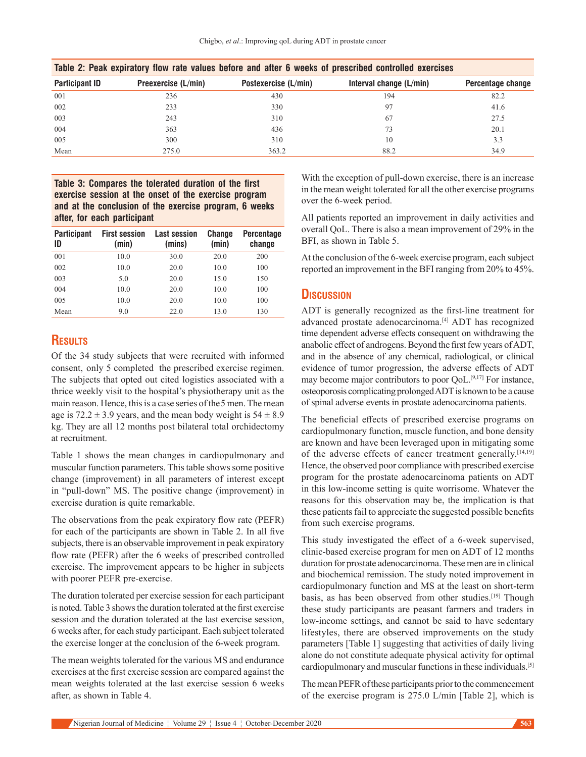**Table 2: Peak expiratory flow rate values before and after 6 weeks of prescribed controlled exercises**

| Participant ID | Preexercise (L/min) | Postexercise (L/min) | Interval change (L/min) | Percentage change |
|---|---|---|---|---|
| 001 | 236 | 430 | 194 | 82.2 |
| 002 | 233 | 330 | 97 | 41.6 |
| 003 | 243 | 310 | 67 | 27.5 |
| 004 | 363 | 436 | 73 | 20.1 |
| 005 | 300 | 310 | 10 | 3.3 |
| Mean | 275.0 | 363.2 | 88.2 | 34.9 |

**Table 3: Compares the tolerated duration of the first exercise session at the onset of the exercise program and at the conclusion of the exercise program, 6 weeks after, for each participant**

| Participant ID | First session (min) | Last session (mins) | Change (min) | Percentage change |
|---|---|---|---|---|
| 001 | 10.0 | 30.0 | 20.0 | 200 |
| 002 | 10.0 | 20.0 | 10.0 | 100 |
| 003 | 5.0 | 20.0 | 15.0 | 150 |
| 004 | 10.0 | 20.0 | 10.0 | 100 |
| 005 | 10.0 | 20.0 | 10.0 | 100 |
| Mean | 9.0 | 22.0 | 13.0 | 130 |

## Results

Of the 34 study subjects that were recruited with informed consent, only 5 completed the prescribed exercise regimen. The subjects that opted out cited logistics associated with a thrice weekly visit to the hospital's physiotherapy unit as the main reason. Hence, this is a case series of the 5 men. The mean age is $72.2 \pm 3.9$ years, and the mean body weight is $54 \pm 8.9$ kg. They are all 12 months post bilateral total orchidectomy at recruitment.

Table 1 shows the mean changes in cardiopulmonary and muscular function parameters. This table shows some positive change (improvement) in all parameters of interest except in "pull-down" MS. The positive change (improvement) in exercise duration is quite remarkable.

The observations from the peak expiratory flow rate (PEFR) for each of the participants are shown in Table 2. In all five subjects, there is an observable improvement in peak expiratory flow rate (PEFR) after the 6 weeks of prescribed controlled exercise. The improvement appears to be higher in subjects with poorer PEFR pre-exercise.

The duration tolerated per exercise session for each participant is noted. Table 3 shows the duration tolerated at the first exercise session and the duration tolerated at the last exercise session, 6 weeks after, for each study participant. Each subject tolerated the exercise longer at the conclusion of the 6-week program.

The mean weights tolerated for the various MS and endurance exercises at the first exercise session are compared against the mean weights tolerated at the last exercise session 6 weeks after, as shown in Table 4.

With the exception of pull-down exercise, there is an increase in the mean weight tolerated for all the other exercise programs over the 6-week period.

All patients reported an improvement in daily activities and overall QoL. There is also a mean improvement of 29% in the BFI, as shown in Table 5.

At the conclusion of the 6-week exercise program, each subject reported an improvement in the BFI ranging from 20% to 45%.

## Discussion

ADT is generally recognized as the first-line treatment for advanced prostate adenocarcinoma.[4] ADT has recognized time dependent adverse effects consequent on withdrawing the anabolic effect of androgens. Beyond the first few years of ADT, and in the absence of any chemical, radiological, or clinical evidence of tumor progression, the adverse effects of ADT may become major contributors to poor QoL.[9,17] For instance, osteoporosis complicating prolonged ADT is known to be a cause of spinal adverse events in prostate adenocarcinoma patients.

The beneficial effects of prescribed exercise programs on cardiopulmonary function, muscle function, and bone density are known and have been leveraged upon in mitigating some of the adverse effects of cancer treatment generally.[14,19] Hence, the observed poor compliance with prescribed exercise program for the prostate adenocarcinoma patients on ADT in this low-income setting is quite worrisome. Whatever the reasons for this observation may be, the implication is that these patients fail to appreciate the suggested possible benefits from such exercise programs.

This study investigated the effect of a 6-week supervised, clinic-based exercise program for men on ADT of 12 months duration for prostate adenocarcinoma. These men are in clinical and biochemical remission. The study noted improvement in cardiopulmonary function and MS at the least on short-term basis, as has been observed from other studies.[19] Though these study participants are peasant farmers and traders in low-income settings, and cannot be said to have sedentary lifestyles, there are observed improvements on the study parameters [Table 1] suggesting that activities of daily living alone do not constitute adequate physical activity for optimal cardiopulmonary and muscular functions in these individuals.[5]

The mean PEFR of these participants prior to the commencement of the exercise program is 275.0 L/min [Table 2], which is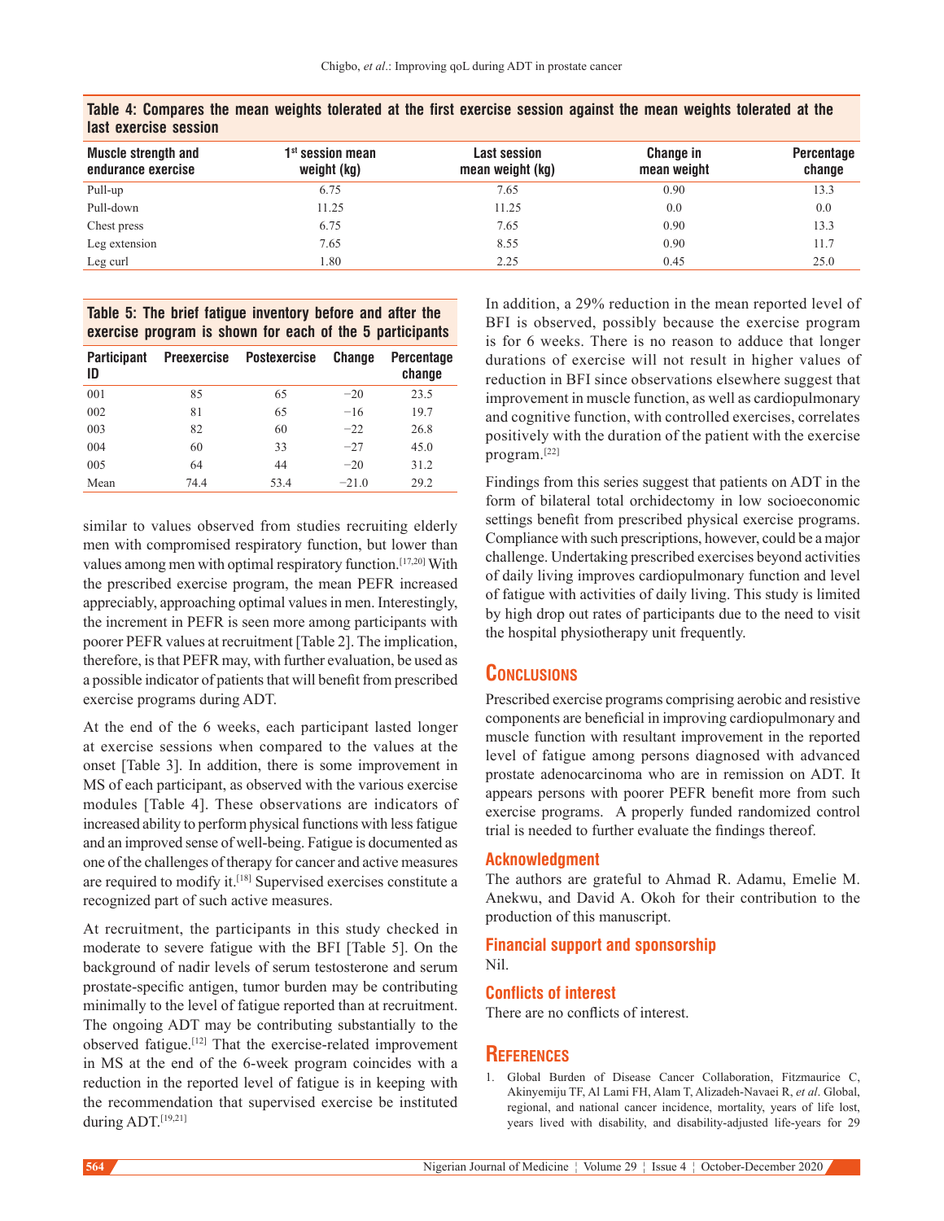**Table 4: Compares the mean weights tolerated at the first exercise session against the mean weights tolerated at the last exercise session**

| Muscle strength and endurance exercise | 1st session mean weight (kg) | Last session mean weight (kg) | Change in mean weight | Percentage change |
|---|---|---|---|---|
| Pull-up | 6.75 | 7.65 | 0.90 | 13.3 |
| Pull-down | 11.25 | 11.25 | 0.0 | 0.0 |
| Chest press | 6.75 | 7.65 | 0.90 | 13.3 |
| Leg extension | 7.65 | 8.55 | 0.90 | 11.7 |
| Leg curl | 1.80 | 2.25 | 0.45 | 25.0 |

**Table 5: The brief fatigue inventory before and after the exercise program is shown for each of the 5 participants**

| Participant ID | Preexercise | Postexercise | Change | Percentage change |
|---|---|---|---|---|
| 001 | 85 | 65 | −20 | 23.5 |
| 002 | 81 | 65 | −16 | 19.7 |
| 003 | 82 | 60 | −22 | 26.8 |
| 004 | 60 | 33 | −27 | 45.0 |
| 005 | 64 | 44 | −20 | 31.2 |
| Mean | 74.4 | 53.4 | −21.0 | 29.2 |

similar to values observed from studies recruiting elderly men with compromised respiratory function, but lower than values among men with optimal respiratory function.[17,20] With the prescribed exercise program, the mean PEFR increased appreciably, approaching optimal values in men. Interestingly, the increment in PEFR is seen more among participants with poorer PEFR values at recruitment [Table 2]. The implication, therefore, is that PEFR may, with further evaluation, be used as a possible indicator of patients that will benefit from prescribed exercise programs during ADT.

At the end of the 6 weeks, each participant lasted longer at exercise sessions when compared to the values at the onset [Table 3]. In addition, there is some improvement in MS of each participant, as observed with the various exercise modules [Table 4]. These observations are indicators of increased ability to perform physical functions with less fatigue and an improved sense of well-being. Fatigue is documented as one of the challenges of therapy for cancer and active measures are required to modify it.[18] Supervised exercises constitute a recognized part of such active measures.

At recruitment, the participants in this study checked in moderate to severe fatigue with the BFI [Table 5]. On the background of nadir levels of serum testosterone and serum prostate-specific antigen, tumor burden may be contributing minimally to the level of fatigue reported than at recruitment. The ongoing ADT may be contributing substantially to the observed fatigue.[12] That the exercise-related improvement in MS at the end of the 6-week program coincides with a reduction in the reported level of fatigue is in keeping with the recommendation that supervised exercise be instituted during ADT.[19,21]

In addition, a 29% reduction in the mean reported level of BFI is observed, possibly because the exercise program is for 6 weeks. There is no reason to adduce that longer durations of exercise will not result in higher values of reduction in BFI since observations elsewhere suggest that improvement in muscle function, as well as cardiopulmonary and cognitive function, with controlled exercises, correlates positively with the duration of the patient with the exercise program.[22]

Findings from this series suggest that patients on ADT in the form of bilateral total orchidectomy in low socioeconomic settings benefit from prescribed physical exercise programs. Compliance with such prescriptions, however, could be a major challenge. Undertaking prescribed exercises beyond activities of daily living improves cardiopulmonary function and level of fatigue with activities of daily living. This study is limited by high drop out rates of participants due to the need to visit the hospital physiotherapy unit frequently.

## Conclusions

Prescribed exercise programs comprising aerobic and resistive components are beneficial in improving cardiopulmonary and muscle function with resultant improvement in the reported level of fatigue among persons diagnosed with advanced prostate adenocarcinoma who are in remission on ADT. It appears persons with poorer PEFR benefit more from such exercise programs. A properly funded randomized control trial is needed to further evaluate the findings thereof.

### Acknowledgment

The authors are grateful to Ahmad R. Adamu, Emelie M. Anekwu, and David A. Okoh for their contribution to the production of this manuscript.

### Financial support and sponsorship

Nil.

### Conflicts of interest

There are no conflicts of interest.

## References

1. Global Burden of Disease Cancer Collaboration, Fitzmaurice C, Akinyemiju TF, Al Lami FH, Alam T, Alizadeh-Navaei R, *et al*. Global, regional, and national cancer incidence, mortality, years of life lost, years lived with disability, and disability-adjusted life-years for 29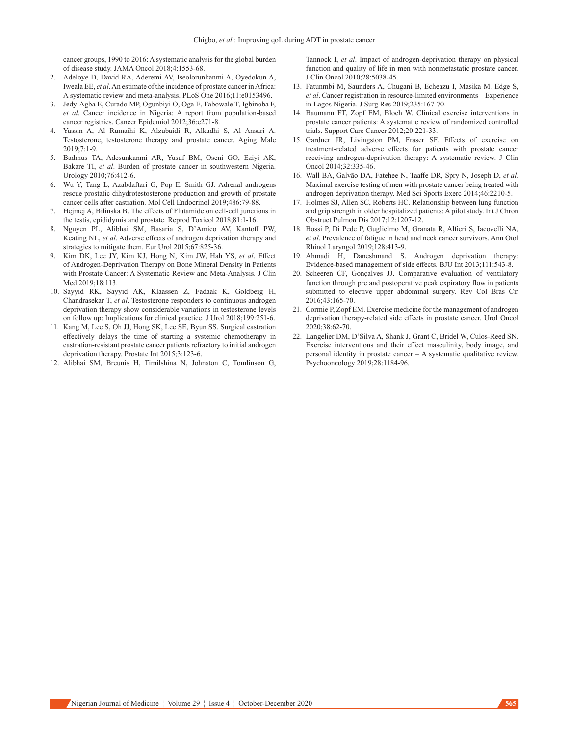cancer groups, 1990 to 2016: A systematic analysis for the global burden of disease study. JAMA Oncol 2018;4:1553-68.

2. Adeloye D, David RA, Aderemi AV, Iseolorunkanmi A, Oyedokun A, Iweala EE, *et al*. An estimate of the incidence of prostate cancer in Africa: A systematic review and meta-analysis. PLoS One 2016;11:e0153496.
3. Jedy-Agba E, Curado MP, Ogunbiyi O, Oga E, Fabowale T, Igbinoba F, *et al*. Cancer incidence in Nigeria: A report from population-based cancer registries. Cancer Epidemiol 2012;36:e271-8.
4. Yassin A, Al Rumaihi K, Alzubaidi R, Alkadhi S, Al Ansari A. Testosterone, testosterone therapy and prostate cancer. Aging Male 2019;7:1-9.
5. Badmus TA, Adesunkanmi AR, Yusuf BM, Oseni GO, Eziyi AK, Bakare TI, *et al*. Burden of prostate cancer in southwestern Nigeria. Urology 2010;76:412-6.
6. Wu Y, Tang L, Azabdaftari G, Pop E, Smith GJ. Adrenal androgens rescue prostatic dihydrotestosterone production and growth of prostate cancer cells after castration. Mol Cell Endocrinol 2019;486:79-88.
7. Hejmej A, Bilinska B. The effects of Flutamide on cell-cell junctions in the testis, epididymis and prostate. Reprod Toxicol 2018;81:1-16.
8. Nguyen PL, Alibhai SM, Basaria S, D'Amico AV, Kantoff PW, Keating NL, *et al*. Adverse effects of androgen deprivation therapy and strategies to mitigate them. Eur Urol 2015;67:825-36.
9. Kim DK, Lee JY, Kim KJ, Hong N, Kim JW, Hah YS, *et al*. Effect of Androgen-Deprivation Therapy on Bone Mineral Density in Patients with Prostate Cancer: A Systematic Review and Meta-Analysis. J Clin Med 2019;18:113.
10. Sayyid RK, Sayyid AK, Klaassen Z, Fadaak K, Goldberg H, Chandrasekar T, *et al*. Testosterone responders to continuous androgen deprivation therapy show considerable variations in testosterone levels on follow up: Implications for clinical practice. J Urol 2018;199:251-6.
11. Kang M, Lee S, Oh JJ, Hong SK, Lee SE, Byun SS. Surgical castration effectively delays the time of starting a systemic chemotherapy in castration-resistant prostate cancer patients refractory to initial androgen deprivation therapy. Prostate Int 2015;3:123-6.
12. Alibhai SM, Breunis H, Timilshina N, Johnston C, Tomlinson G, Tannock I, *et al*. Impact of androgen-deprivation therapy on physical function and quality of life in men with nonmetastatic prostate cancer. J Clin Oncol 2010;28:5038-45.
13. Fatunmbi M, Saunders A, Chugani B, Echeazu I, Masika M, Edge S, *et al*. Cancer registration in resource-limited environments – Experience in Lagos Nigeria. J Surg Res 2019;235:167-70.
14. Baumann FT, Zopf EM, Bloch W. Clinical exercise interventions in prostate cancer patients: A systematic review of randomized controlled trials. Support Care Cancer 2012;20:221-33.
15. Gardner JR, Livingston PM, Fraser SF. Effects of exercise on treatment-related adverse effects for patients with prostate cancer receiving androgen-deprivation therapy: A systematic review. J Clin Oncol 2014;32:335-46.
16. Wall BA, Galvão DA, Fatehee N, Taaffe DR, Spry N, Joseph D, *et al*. Maximal exercise testing of men with prostate cancer being treated with androgen deprivation therapy. Med Sci Sports Exerc 2014;46:2210-5.
17. Holmes SJ, Allen SC, Roberts HC. Relationship between lung function and grip strength in older hospitalized patients: A pilot study. Int J Chron Obstruct Pulmon Dis 2017;12:1207-12.
18. Bossi P, Di Pede P, Guglielmo M, Granata R, Alfieri S, Iacovelli NA, *et al*. Prevalence of fatigue in head and neck cancer survivors. Ann Otol Rhinol Laryngol 2019;128:413-9.
19. Ahmadi H, Daneshmand S. Androgen deprivation therapy: Evidence-based management of side effects. BJU Int 2013;111:543-8.
20. Scheeren CF, Gonçalves JJ. Comparative evaluation of ventilatory function through pre and postoperative peak expiratory flow in patients submitted to elective upper abdominal surgery. Rev Col Bras Cir 2016;43:165-70.
21. Cormie P, Zopf EM. Exercise medicine for the management of androgen deprivation therapy-related side effects in prostate cancer. Urol Oncol 2020;38:62-70.
22. Langelier DM, D'Silva A, Shank J, Grant C, Bridel W, Culos-Reed SN. Exercise interventions and their effect masculinity, body image, and personal identity in prostate cancer – A systematic qualitative review. Psychooncology 2019;28:1184-96.